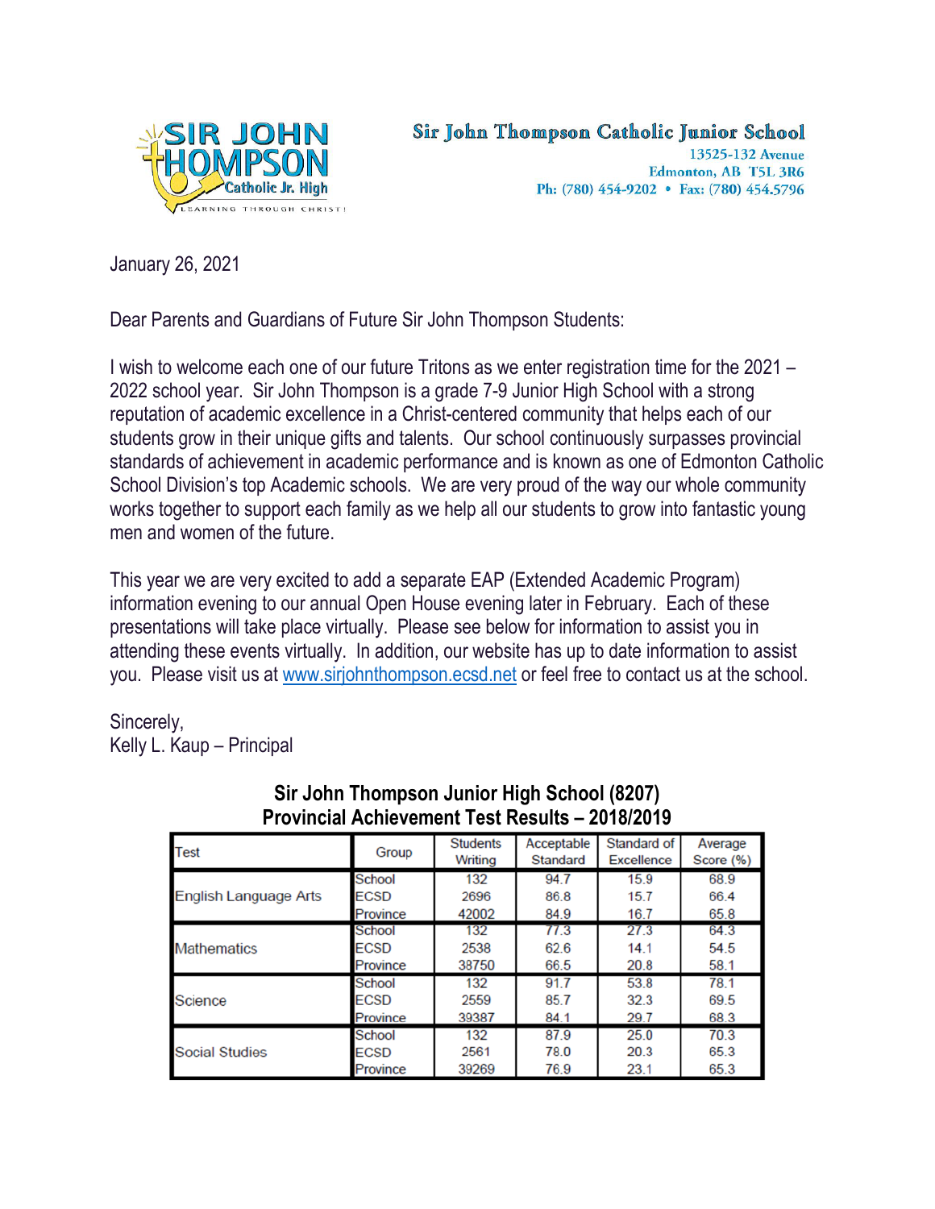Sir John Thompson Catholic Junior School
13525-132 Avenue
Edmonton, AB T5L 3R6
Ph: (780) 454-9202 • Fax: (780) 454.5796

January 26, 2021

Dear Parents and Guardians of Future Sir John Thompson Students:

I wish to welcome each one of our future Tritons as we enter registration time for the 2021 – 2022 school year. Sir John Thompson is a grade 7-9 Junior High School with a strong reputation of academic excellence in a Christ-centered community that helps each of our students grow in their unique gifts and talents. Our school continuously surpasses provincial standards of achievement in academic performance and is known as one of Edmonton Catholic School Division's top Academic schools. We are very proud of the way our whole community works together to support each family as we help all our students to grow into fantastic young men and women of the future.

This year we are very excited to add a separate EAP (Extended Academic Program) information evening to our annual Open House evening later in February. Each of these presentations will take place virtually. Please see below for information to assist you in attending these events virtually. In addition, our website has up to date information to assist you. Please visit us at [www.sirjohnthompson.ecsd.net](www.sirjohnthompson.ecsd.net) or feel free to contact us at the school.

Sincerely,
Kelly L. Kaup – Principal

## Sir John Thompson Junior High School (8207)
## Provincial Achievement Test Results – 2018/2019

| Test | Group | Students Writing | Acceptable Standard | Standard of Excellence | Average Score (%) |
|---|---|---|---|---|---|
| English Language Arts | School | 132 | 94.7 | 15.9 | 68.9 |
| | ECSD | 2696 | 86.8 | 15.7 | 66.4 |
| | Province | 42002 | 84.9 | 16.7 | 65.8 |
| Mathematics | School | 132 | 77.3 | 27.3 | 64.3 |
| | ECSD | 2538 | 62.6 | 14.1 | 54.5 |
| | Province | 38750 | 66.5 | 20.8 | 58.1 |
| Science | School | 132 | 91.7 | 53.8 | 78.1 |
| | ECSD | 2559 | 85.7 | 32.3 | 69.5 |
| | Province | 39387 | 84.1 | 29.7 | 68.3 |
| Social Studies | School | 132 | 87.9 | 25.0 | 70.3 |
| | ECSD | 2561 | 78.0 | 20.3 | 65.3 |
| | Province | 39269 | 76.9 | 23.1 | 65.3 |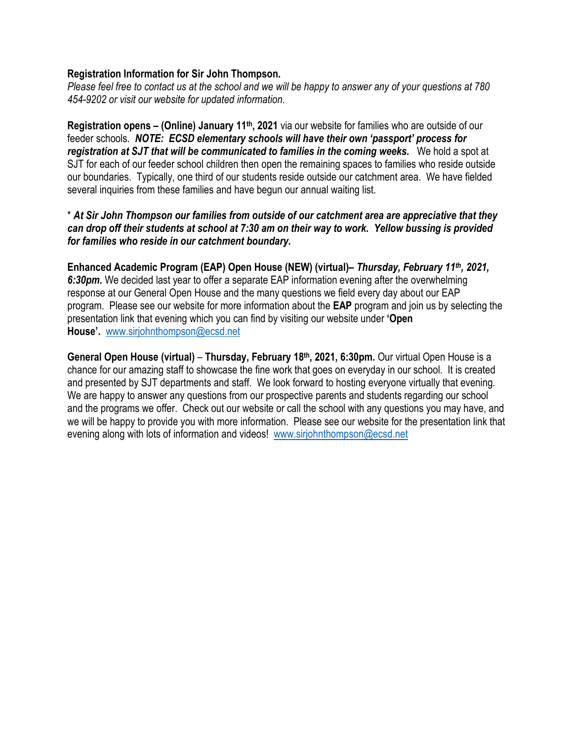**Registration Information for Sir John Thompson.**
*Please feel free to contact us at the school and we will be happy to answer any of your questions at 780 454-9202 or visit our website for updated information.*

**Registration opens – (Online) January 11th, 2021** via our website for families who are outside of our feeder schools. ***NOTE: ECSD elementary schools will have their own 'passport' process for registration at SJT that will be communicated to families in the coming weeks.*** We hold a spot at SJT for each of our feeder school children then open the remaining spaces to families who reside outside our boundaries. Typically, one third of our students reside outside our catchment area. We have fielded several inquiries from these families and have begun our annual waiting list.

\* ***At Sir John Thompson our families from outside of our catchment area are appreciative that they can drop off their students at school at 7:30 am on their way to work. Yellow bussing is provided for families who reside in our catchment boundary.***

**Enhanced Academic Program (EAP) Open House (NEW) (virtual)–** ***Thursday, February 11th, 2021, 6:30pm.*** We decided last year to offer a separate EAP information evening after the overwhelming response at our General Open House and the many questions we field every day about our EAP program. Please see our website for more information about the **EAP** program and join us by selecting the presentation link that evening which you can find by visiting our website under **'Open House'.** www.sirjohnthompson@ecsd.net

**General Open House (virtual)** – **Thursday, February 18th, 2021, 6:30pm.** Our virtual Open House is a chance for our amazing staff to showcase the fine work that goes on everyday in our school. It is created and presented by SJT departments and staff. We look forward to hosting everyone virtually that evening. We are happy to answer any questions from our prospective parents and students regarding our school and the programs we offer. Check out our website or call the school with any questions you may have, and we will be happy to provide you with more information. Please see our website for the presentation link that evening along with lots of information and videos! www.sirjohnthompson@ecsd.net